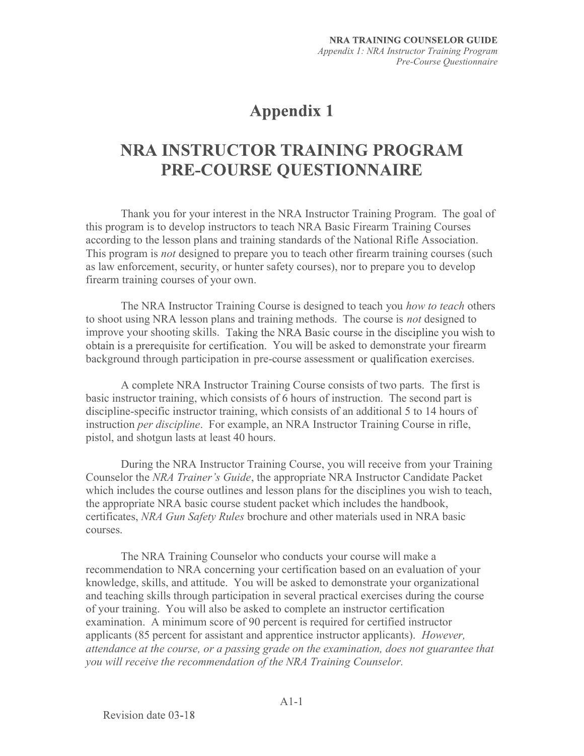# Appendix 1

# NRA INSTRUCTOR TRAINING PROGRAM PRE-COURSE QUESTIONNAIRE

Thank you for your interest in the NRA Instructor Training Program. The goal of this program is to develop instructors to teach NRA Basic Firearm Training Courses according to the lesson plans and training standards of the National Rifle Association. This program is *not* designed to prepare you to teach other firearm training courses (such as law enforcement, security, or hunter safety courses), nor to prepare you to develop firearm training courses of your own.

The NRA Instructor Training Course is designed to teach you *how to teach* others to shoot using NRA lesson plans and training methods. The course is *not* designed to improve your shooting skills. Taking the NRA Basic course in the discipline you wish to obtain is a prerequisite for certification. You will be asked to demonstrate your firearm background through participation in pre-course assessment or qualification exercises.

A complete NRA Instructor Training Course consists of two parts. The first is basic instructor training, which consists of 6 hours of instruction. The second part is discipline-specific instructor training, which consists of an additional 5 to 14 hours of instruction *per discipline*. For example, an NRA Instructor Training Course in rifle, pistol, and shotgun lasts at least 40 hours.

During the NRA Instructor Training Course, you will receive from your Training Counselor the *NRA Trainer's Guide*, the appropriate NRA Instructor Candidate Packet which includes the course outlines and lesson plans for the disciplines you wish to teach, the appropriate NRA basic course student packet which includes the handbook, certificates, *NRA Gun Safety Rules* brochure and other materials used in NRA basic courses.

The NRA Training Counselor who conducts your course will make a recommendation to NRA concerning your certification based on an evaluation of your knowledge, skills, and attitude. You will be asked to demonstrate your organizational and teaching skills through participation in several practical exercises during the course of your training. You will also be asked to complete an instructor certification examination. A minimum score of 90 percent is required for certified instructor applicants (85 percent for assistant and apprentice instructor applicants). *However, attendance at the course, or a passing grade on the examination, does not guarantee that you will receive the recommendation of the NRA Training Counselor.*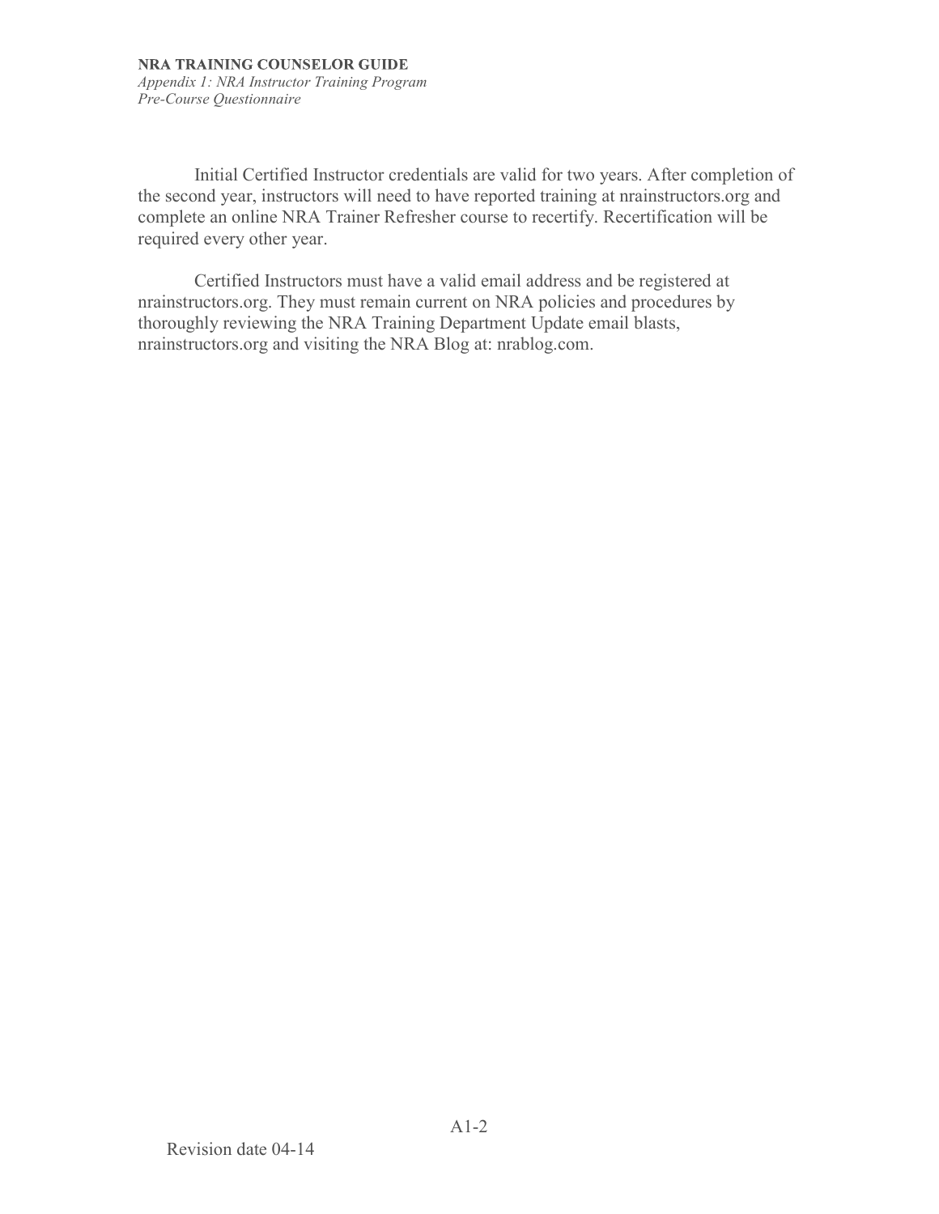Initial Certified Instructor credentials are valid for two years. After completion of the second year, instructors will need to have reported training at nrainstructors.org and complete an online NRA Trainer Refresher course to recertify. Recertification will be required every other year.

Certified Instructors must have a valid email address and be registered at nrainstructors.org. They must remain current on NRA policies and procedures by thoroughly reviewing the NRA Training Department Update email blasts, nrainstructors.org and visiting the NRA Blog at: nrablog.com.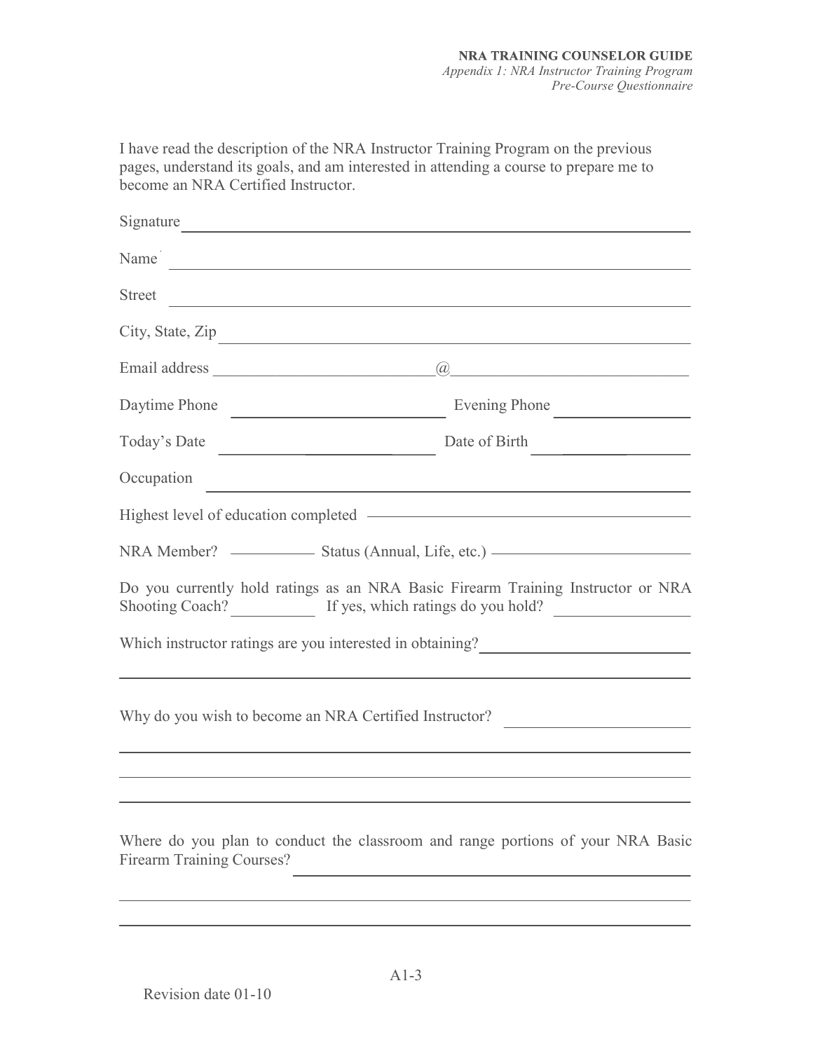I have read the description of the NRA Instructor Training Program on the previous pages, understand its goals, and am interested in attending a course to prepare me to become an NRA Certified Instructor.

Signature ________________________________________________

Name ________________________________________________

Street ________________________________________________

City, State, Zip ________________________________________________

Email address ____________________________@____________________________

Daytime Phone ________________________ Evening Phone ________________

Today's Date ________________________ Date of Birth ________________

Occupation ________________________________________________

Highest level of education completed ________________________________

NRA Member? __________ Status (Annual, Life, etc.) ________________________

Do you currently hold ratings as an NRA Basic Firearm Training Instructor or NRA Shooting Coach? __________ If yes, which ratings do you hold? ________________

Which instructor ratings are you interested in obtaining? ________________________

________________________________________________________________

Why do you wish to become an NRA Certified Instructor? ______________________

________________________________________________________________

________________________________________________________________

________________________________________________________________

Where do you plan to conduct the classroom and range portions of your NRA Basic Firearm Training Courses? ________________________________________________

________________________________________________________________

________________________________________________________________

Revision date 01-10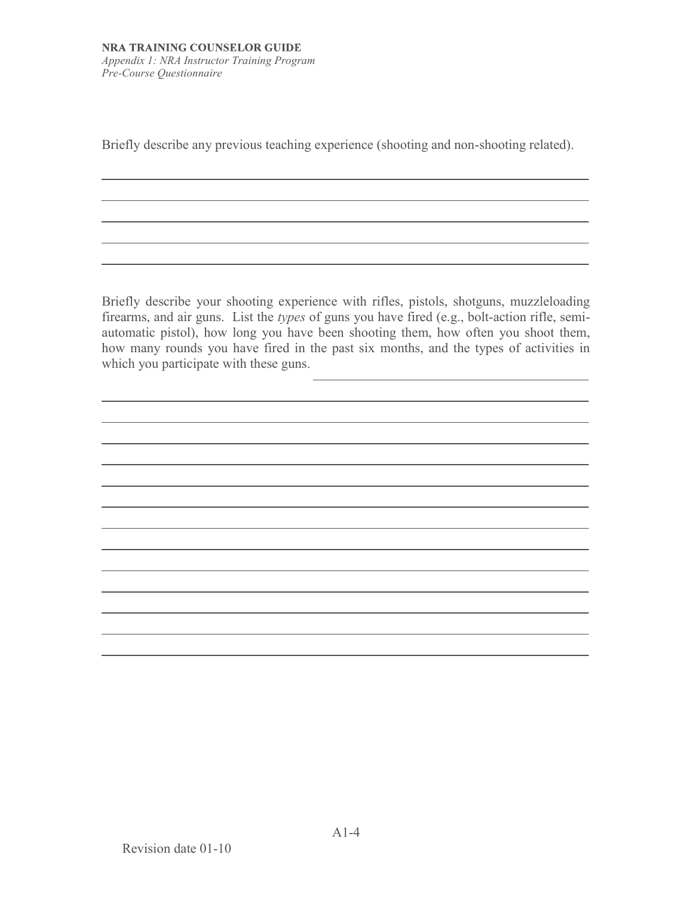Briefly describe any previous teaching experience (shooting and non-shooting related).

Briefly describe your shooting experience with rifles, pistols, shotguns, muzzleloading firearms, and air guns. List the *types* of guns you have fired (e.g., bolt-action rifle, semi-automatic pistol), how long you have been shooting them, how often you shoot them, how many rounds you have fired in the past six months, and the types of activities in which you participate with these guns.